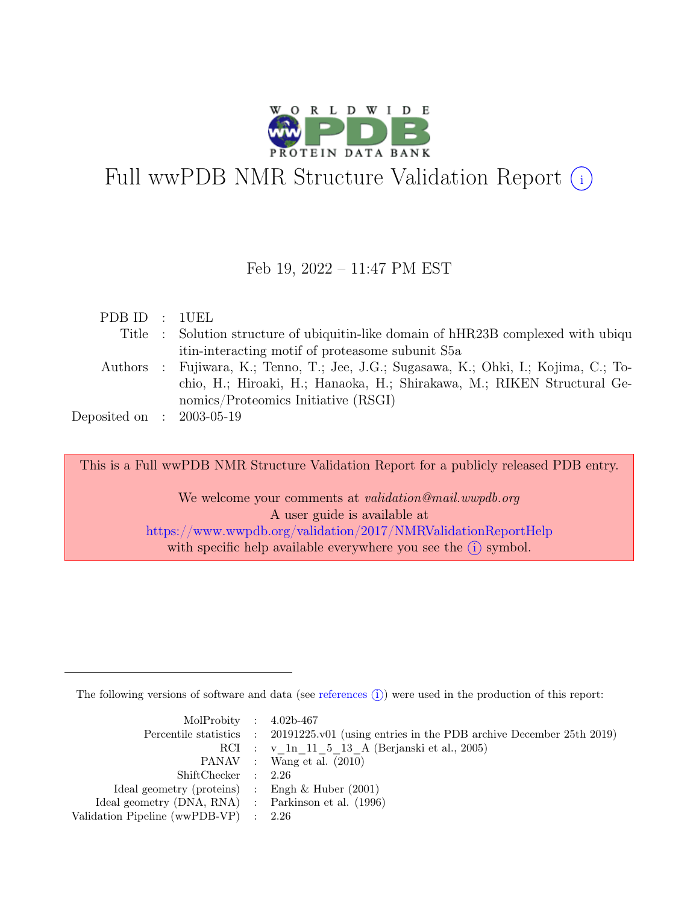# Full wwPDB NMR Structure Validation Report (i)

Feb 19, 2022 – 11:47 PM EST

| | | |
|---|---|---|
| PDB ID | : | 1UEL |
| Title | : | Solution structure of ubiquitin-like domain of hHR23B complexed with ubiquitin-interacting motif of proteasome subunit S5a |
| Authors | : | Fujiwara, K.; Tenno, T.; Jee, J.G.; Sugasawa, K.; Ohki, I.; Kojima, C.; Tochio, H.; Hiroaki, H.; Hanaoka, H.; Shirakawa, M.; RIKEN Structural Genomics/Proteomics Initiative (RSGI) |
| Deposited on | : | 2003-05-19 |

This is a Full wwPDB NMR Structure Validation Report for a publicly released PDB entry.

We welcome your comments at *validation@mail.wwpdb.org*
A user guide is available at
https://www.wwpdb.org/validation/2017/NMRValidationReportHelp
with specific help available everywhere you see the (i) symbol.

The following versions of software and data (see references (i)) were used in the production of this report:

| | | |
|---|---|---|
| MolProbity | : | 4.02b-467 |
| Percentile statistics | : | 20191225.v01 (using entries in the PDB archive December 25th 2019) |
| RCI | : | v_1n_11_5_13_A (Berjanski et al., 2005) |
| PANAV | : | Wang et al. (2010) |
| ShiftChecker | : | 2.26 |
| Ideal geometry (proteins) | : | Engh & Huber (2001) |
| Ideal geometry (DNA, RNA) | : | Parkinson et al. (1996) |
| Validation Pipeline (wwPDB-VP) | : | 2.26 |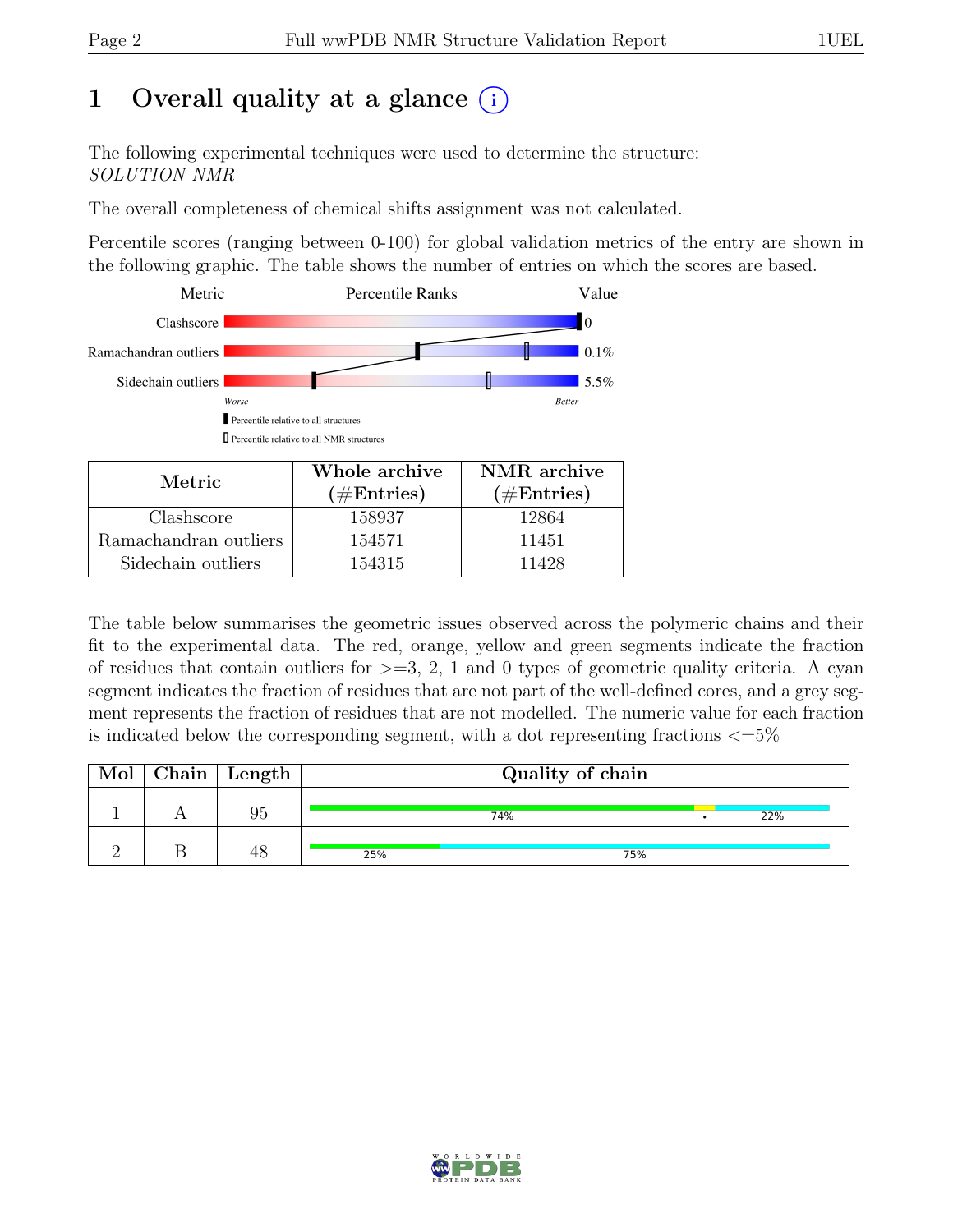# 1 Overall quality at a glance (i)

The following experimental techniques were used to determine the structure:
*SOLUTION NMR*

The overall completeness of chemical shifts assignment was not calculated.

Percentile scores (ranging between 0-100) for global validation metrics of the entry are shown in the following graphic. The table shows the number of entries on which the scores are based.

| Metric | Percentile Ranks | Value |
|---|---|---|
| Clashscore | | 0 |
| Ramachandran outliers | | 0.1% |
| Sidechain outliers | | 5.5% |

Worse — Better

▮ Percentile relative to all structures

▯ Percentile relative to all NMR structures

| Metric | Whole archive (#Entries) | NMR archive (#Entries) |
|---|---|---|
| Clashscore | 158937 | 12864 |
| Ramachandran outliers | 154571 | 11451 |
| Sidechain outliers | 154315 | 11428 |

The table below summarises the geometric issues observed across the polymeric chains and their fit to the experimental data. The red, orange, yellow and green segments indicate the fraction of residues that contain outliers for >=3, 2, 1 and 0 types of geometric quality criteria. A cyan segment indicates the fraction of residues that are not part of the well-defined cores, and a grey segment represents the fraction of residues that are not modelled. The numeric value for each fraction is indicated below the corresponding segment, with a dot representing fractions <=5%

| Mol | Chain | Length | Quality of chain |
|---|---|---|---|
| 1 | A | 95 | 74% • 22% |
| 2 | B | 48 | 25% 75% |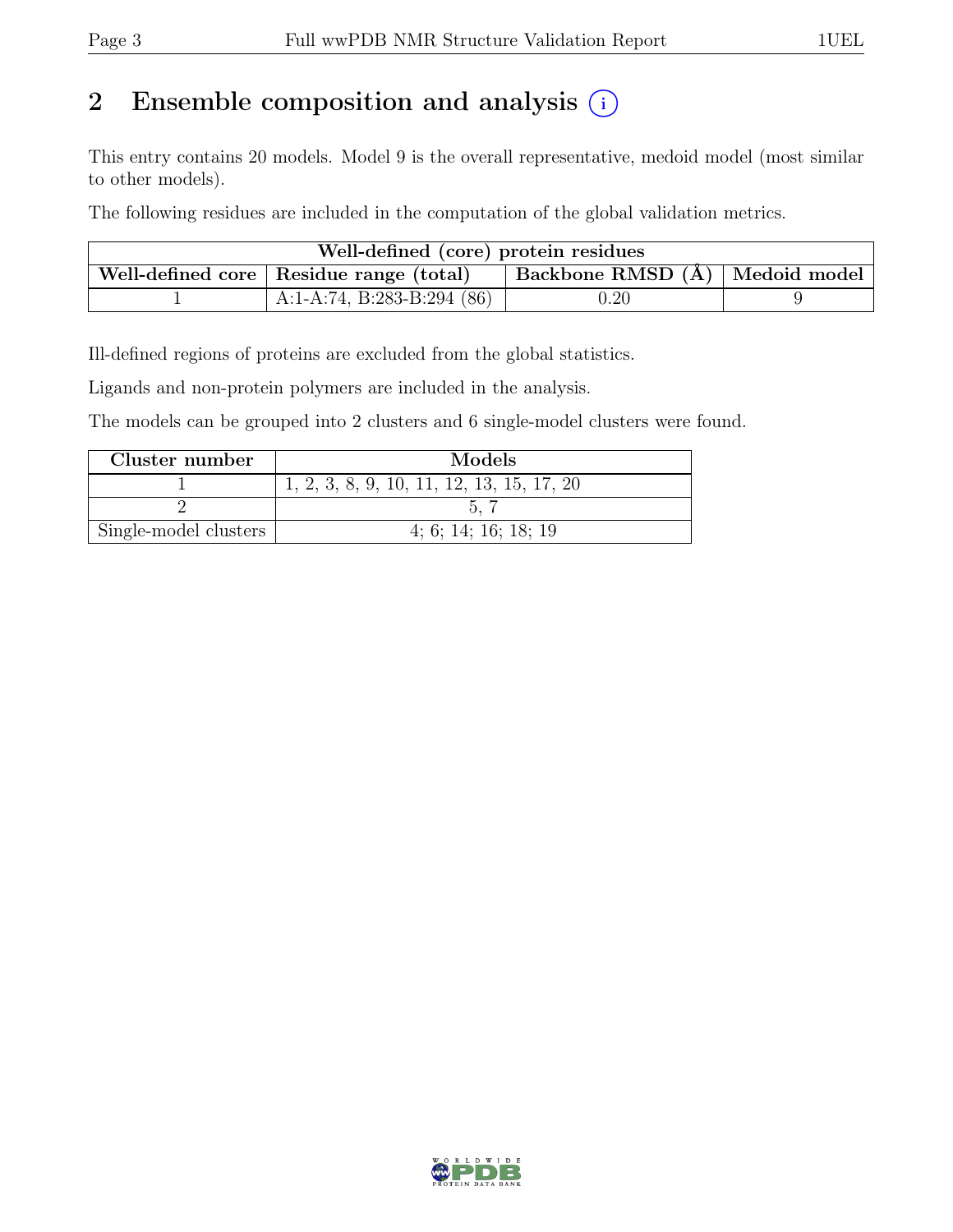# 2 Ensemble composition and analysis

This entry contains 20 models. Model 9 is the overall representative, medoid model (most similar to other models).

The following residues are included in the computation of the global validation metrics.

| Well-defined (core) protein residues | | | |
|---|---|---|---|
| Well-defined core | Residue range (total) | Backbone RMSD (Å) | Medoid model |
| 1 | A:1-A:74, B:283-B:294 (86) | 0.20 | 9 |

Ill-defined regions of proteins are excluded from the global statistics.

Ligands and non-protein polymers are included in the analysis.

The models can be grouped into 2 clusters and 6 single-model clusters were found.

| Cluster number | Models |
|---|---|
| 1 | 1, 2, 3, 8, 9, 10, 11, 12, 13, 15, 17, 20 |
| 2 | 5, 7 |
| Single-model clusters | 4; 6; 14; 16; 18; 19 |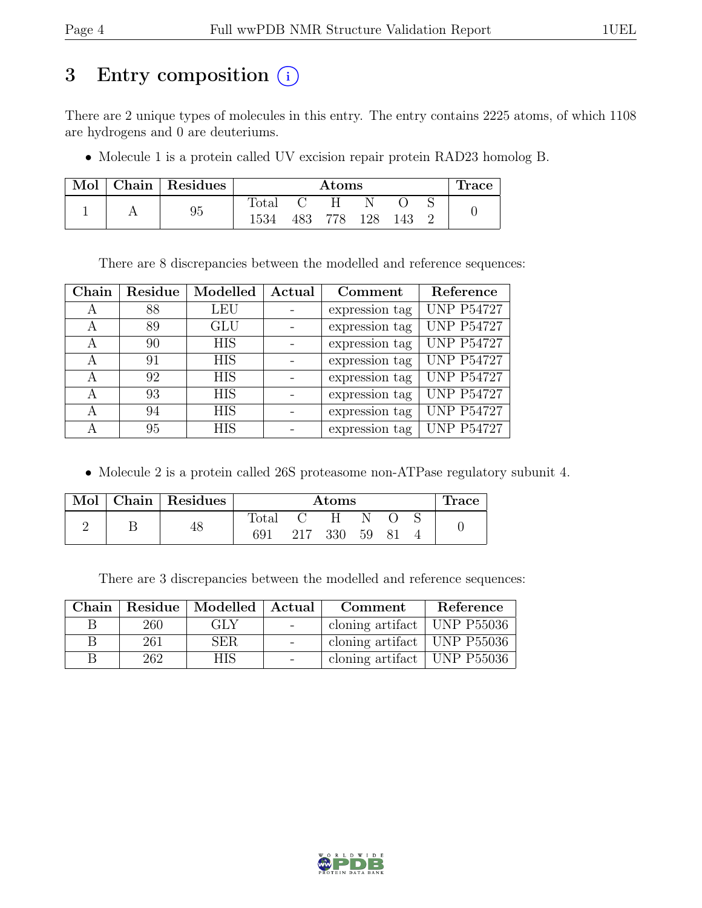# 3 Entry composition (i)

There are 2 unique types of molecules in this entry. The entry contains 2225 atoms, of which 1108 are hydrogens and 0 are deuteriums.

- Molecule 1 is a protein called UV excision repair protein RAD23 homolog B.

| Mol | Chain | Residues | Atoms | | | | | | Trace |
|---|---|---|---|---|---|---|---|---|---|
| | | | Total | C | H | N | O | S | |
| 1 | A | 95 | 1534 | 483 | 778 | 128 | 143 | 2 | 0 |

There are 8 discrepancies between the modelled and reference sequences:

| Chain | Residue | Modelled | Actual | Comment | Reference |
|---|---|---|---|---|---|
| A | 88 | LEU | - | expression tag | UNP P54727 |
| A | 89 | GLU | - | expression tag | UNP P54727 |
| A | 90 | HIS | - | expression tag | UNP P54727 |
| A | 91 | HIS | - | expression tag | UNP P54727 |
| A | 92 | HIS | - | expression tag | UNP P54727 |
| A | 93 | HIS | - | expression tag | UNP P54727 |
| A | 94 | HIS | - | expression tag | UNP P54727 |
| A | 95 | HIS | - | expression tag | UNP P54727 |

- Molecule 2 is a protein called 26S proteasome non-ATPase regulatory subunit 4.

| Mol | Chain | Residues | Atoms | | | | | | Trace |
|---|---|---|---|---|---|---|---|---|---|
| | | | Total | C | H | N | O | S | |
| 2 | B | 48 | 691 | 217 | 330 | 59 | 81 | 4 | 0 |

There are 3 discrepancies between the modelled and reference sequences:

| Chain | Residue | Modelled | Actual | Comment | Reference |
|---|---|---|---|---|---|
| B | 260 | GLY | - | cloning artifact | UNP P55036 |
| B | 261 | SER | - | cloning artifact | UNP P55036 |
| B | 262 | HIS | - | cloning artifact | UNP P55036 |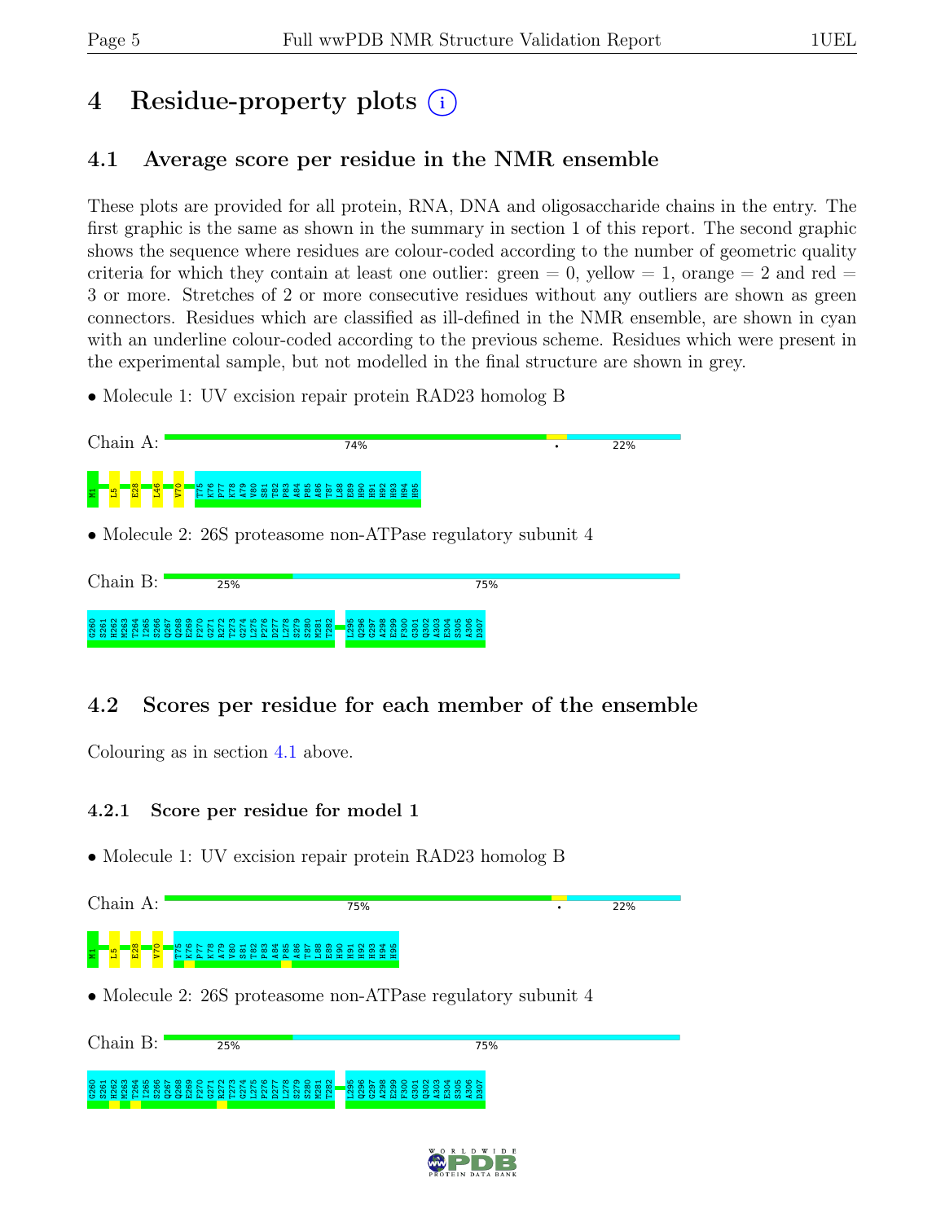# 4 Residue-property plots

## 4.1 Average score per residue in the NMR ensemble

These plots are provided for all protein, RNA, DNA and oligosaccharide chains in the entry. The first graphic is the same as shown in the summary in section 1 of this report. The second graphic shows the sequence where residues are colour-coded according to the number of geometric quality criteria for which they contain at least one outlier: green = 0, yellow = 1, orange = 2 and red = 3 or more. Stretches of 2 or more consecutive residues without any outliers are shown as green connectors. Residues which are classified as ill-defined in the NMR ensemble, are shown in cyan with an underline colour-coded according to the previous scheme. Residues which were present in the experimental sample, but not modelled in the final structure are shown in grey.

- Molecule 1: UV excision repair protein RAD23 homolog B

Chain A: 74% • 22%

M1 L5 E28 L46 V70 T75 K76 P77 K78 A79 V80 S81 T82 P83 A84 P85 A86 T87 L88 E89 H90 H91 H92 H93 H94 H95

- Molecule 2: 26S proteasome non-ATPase regulatory subunit 4

Chain B: 25% 75%

G260 S261 H262 M263 T264 I265 S266 Q267 Q268 E269 F270 G271 R272 T273 G274 L275 P276 D277 L278 S279 S280 M281 T282 L295 Q296 G297 A298 E299 F300 G301 Q302 A303 E304 S305 A306 D307

## 4.2 Scores per residue for each member of the ensemble

Colouring as in section 4.1 above.

### 4.2.1 Score per residue for model 1

- Molecule 1: UV excision repair protein RAD23 homolog B

Chain A: 75% • 22%

M1 L5 E28 V70 T75 K76 P77 K78 A79 V80 S81 T82 P83 A84 P85 A86 T87 L88 E89 H90 H91 H92 H93 H94 H95

- Molecule 2: 26S proteasome non-ATPase regulatory subunit 4

Chain B: 25% 75%

G260 S261 H262 M263 T264 I265 S266 Q267 Q268 E269 F270 G271 R272 T273 G274 L275 P276 D277 L278 S279 S280 M281 T282 L295 Q296 G297 A298 E299 F300 G301 Q302 A303 E304 S305 A306 D307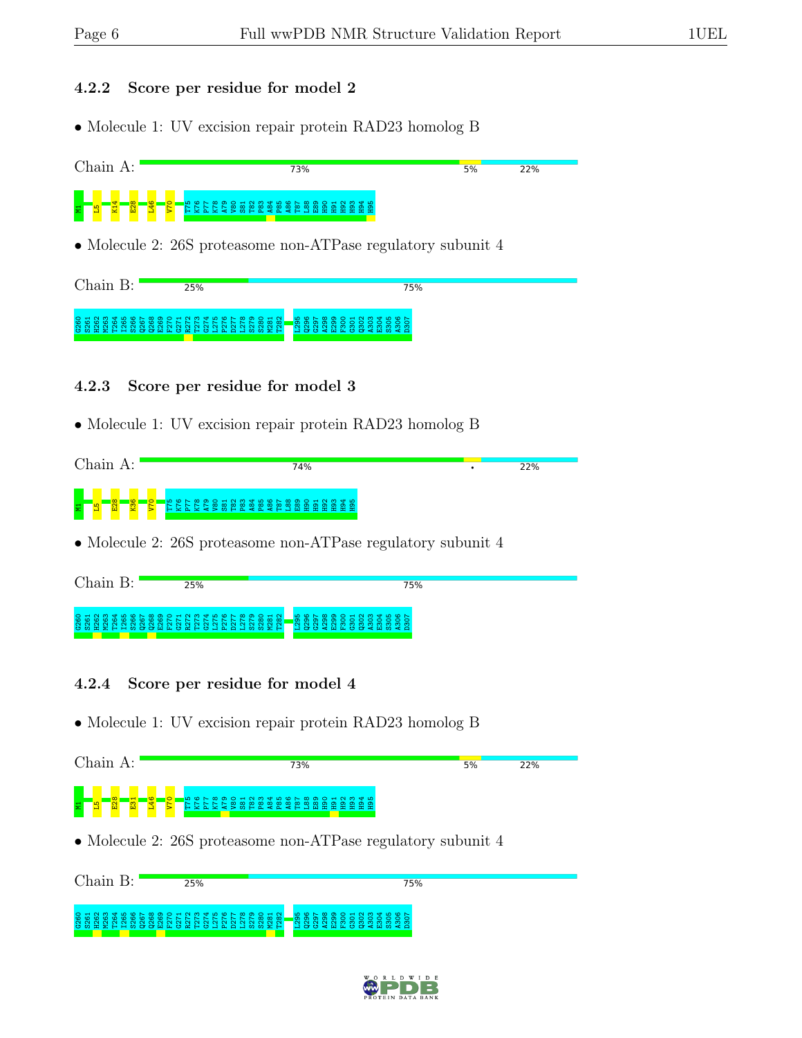### 4.2.2 Score per residue for model 2

- Molecule 1: UV excision repair protein RAD23 homolog B

Chain A: 73% 5% 22%

M1 L5 K14 E28 L46 V70 T75 K76 P77 K78 A79 V80 S81 T82 P83 A84 P85 A86 T87 L88 E89 H90 H91 H92 H93 H94 H95

- Molecule 2: 26S proteasome non-ATPase regulatory subunit 4

Chain B: 25% 75%

G260 S261 H262 M263 T264 I265 S266 Q267 Q268 E269 F270 G271 R272 T273 G274 L275 P276 D277 L278 S279 S280 M281 T282 L295 Q296 G297 A298 E299 F300 G301 Q302 A303 E304 S305 A306 D307

### 4.2.3 Score per residue for model 3

- Molecule 1: UV excision repair protein RAD23 homolog B

Chain A: 74% • 22%

M1 L5 E28 K36 V70 T75 K76 P77 K78 A79 V80 S81 T82 P83 A84 P85 A86 T87 L88 E89 H90 H91 H92 H93 H94 H95

- Molecule 2: 26S proteasome non-ATPase regulatory subunit 4

Chain B: 25% 75%

G260 S261 H262 M263 T264 I265 S266 Q267 Q268 E269 F270 G271 R272 T273 G274 L275 P276 D277 L278 S279 S280 M281 T282 L295 Q296 G297 A298 E299 F300 G301 Q302 A303 E304 S305 A306 D307

### 4.2.4 Score per residue for model 4

- Molecule 1: UV excision repair protein RAD23 homolog B

Chain A: 73% 5% 22%

M1 L5 E28 E31 L46 V70 T75 K76 P77 K78 A79 V80 S81 T82 P83 A84 P85 A86 T87 L88 E89 H90 H91 H92 H93 H94 H95

- Molecule 2: 26S proteasome non-ATPase regulatory subunit 4

Chain B: 25% 75%

G260 S261 H262 M263 T264 I265 S266 Q267 Q268 E269 F270 G271 R272 T273 G274 L275 P276 D277 L278 S279 S280 M281 T282 L295 Q296 G297 A298 E299 F300 G301 Q302 A303 E304 S305 A306 D307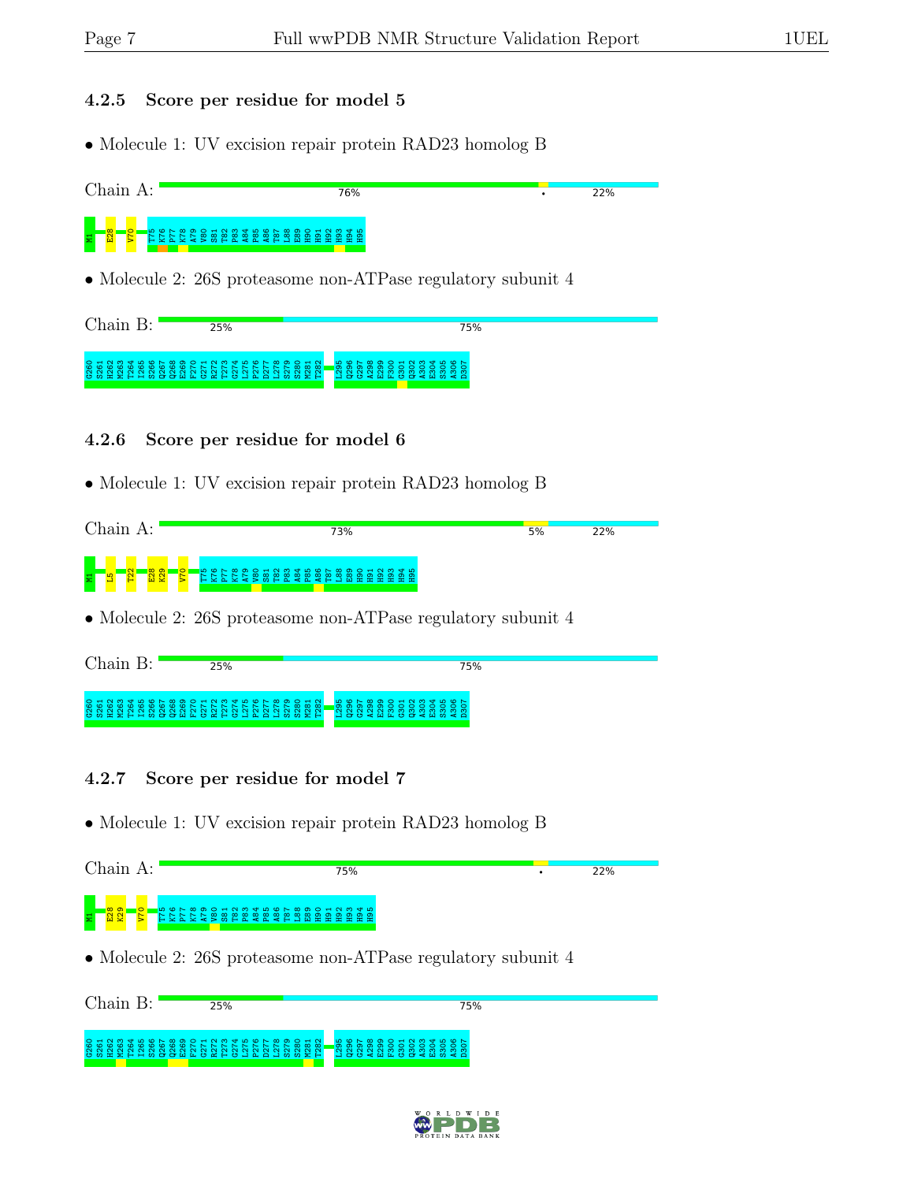### 4.2.5 Score per residue for model 5

- Molecule 1: UV excision repair protein RAD23 homolog B

Chain A: 76% • 22%

M1 E28 V70 T75 K76 P77 K78 A79 V80 S81 T82 P83 A84 P85 A86 T87 L88 E89 H90 H91 H92 H93 H94 H95

- Molecule 2: 26S proteasome non-ATPase regulatory subunit 4

Chain B: 25% 75%

G260 S261 H262 M263 T264 I265 S266 Q267 Q268 E269 F270 G271 R272 T273 G274 L275 P276 D277 L278 S279 S280 M281 T282 L295 Q296 G297 A298 E299 F300 G301 Q302 A303 E304 S305 A306 D307

### 4.2.6 Score per residue for model 6

- Molecule 1: UV excision repair protein RAD23 homolog B

Chain A: 73% 5% 22%

M1 L5 T22 E28 K29 V70 T75 K76 P77 K78 A79 V80 S81 T82 P83 A84 P85 A86 T87 L88 E89 H90 H91 H92 H93 H94 H95

- Molecule 2: 26S proteasome non-ATPase regulatory subunit 4

Chain B: 25% 75%

G260 S261 H262 M263 T264 I265 S266 Q267 Q268 E269 F270 G271 R272 T273 G274 L275 P276 D277 L278 S279 S280 M281 T282 L295 Q296 G297 A298 E299 F300 G301 Q302 A303 E304 S305 A306 D307

### 4.2.7 Score per residue for model 7

- Molecule 1: UV excision repair protein RAD23 homolog B

Chain A: 75% • 22%

M1 E28 K29 V70 T75 K76 P77 K78 A79 V80 S81 T82 P83 A84 P85 A86 T87 L88 E89 H90 H91 H92 H93 H94 H95

- Molecule 2: 26S proteasome non-ATPase regulatory subunit 4

Chain B: 25% 75%

G260 S261 H262 M263 T264 I265 S266 Q267 Q268 E269 F270 G271 R272 T273 G274 L275 P276 D277 L278 S279 S280 M281 T282 L295 Q296 G297 A298 E299 F300 G301 Q302 A303 E304 S305 A306 D307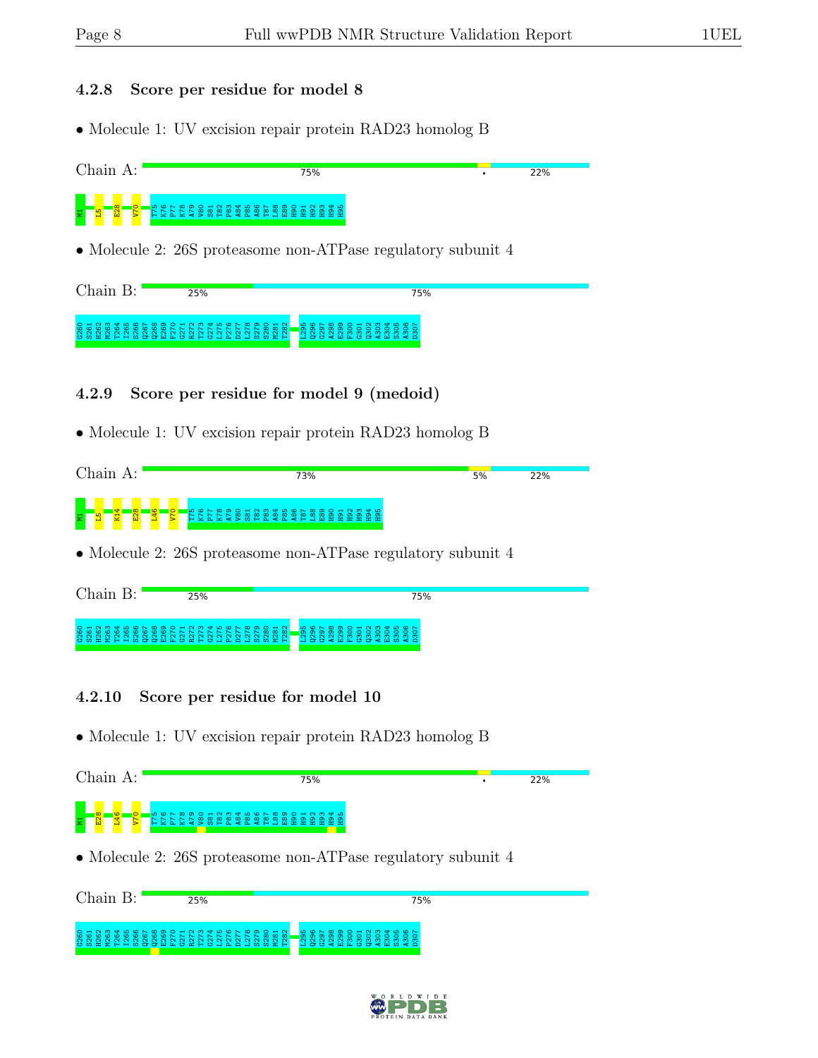### 4.2.8 Score per residue for model 8

• Molecule 1: UV excision repair protein RAD23 homolog B

Chain A: 75% • 22%

M1 L5 E28 V70 T75 K76 P77 K78 A79 V80 S81 T82 P83 A84 P85 A86 T87 L88 E89 H90 H91 H92 H93 H94 H95

• Molecule 2: 26S proteasome non-ATPase regulatory subunit 4

Chain B: 25% 75%

G260 S261 H262 M263 T264 I265 S266 Q267 Q268 E269 F270 G271 R272 T273 G274 L275 P276 D277 L278 S279 S280 M281 T282 L295 Q296 G297 A298 E299 F300 G301 Q302 A303 E304 S305 A306 D307

### 4.2.9 Score per residue for model 9 (medoid)

• Molecule 1: UV excision repair protein RAD23 homolog B

Chain A: 73% 5% 22%

M1 L5 K14 E28 L46 V70 T75 K76 P77 K78 A79 V80 S81 T82 P83 A84 P85 A86 T87 L88 E89 H90 H91 H92 H93 H94 H95

• Molecule 2: 26S proteasome non-ATPase regulatory subunit 4

Chain B: 25% 75%

G260 S261 H262 M263 T264 I265 S266 Q267 Q268 E269 F270 G271 R272 T273 G274 L275 P276 D277 L278 S279 S280 M281 T282 L295 Q296 G297 A298 E299 F300 G301 Q302 A303 E304 S305 A306 D307

### 4.2.10 Score per residue for model 10

• Molecule 1: UV excision repair protein RAD23 homolog B

Chain A: 75% • 22%

M1 E28 L46 V70 T75 K76 P77 K78 A79 V80 S81 T82 P83 A84 P85 A86 T87 L88 E89 H90 H91 H92 H93 H94 H95

• Molecule 2: 26S proteasome non-ATPase regulatory subunit 4

Chain B: 25% 75%

G260 S261 H262 M263 T264 I265 S266 Q267 Q268 E269 F270 G271 R272 T273 G274 L275 P276 D277 L278 S279 S280 M281 T282 L295 Q296 G297 A298 E299 F300 G301 Q302 A303 E304 S305 A306 D307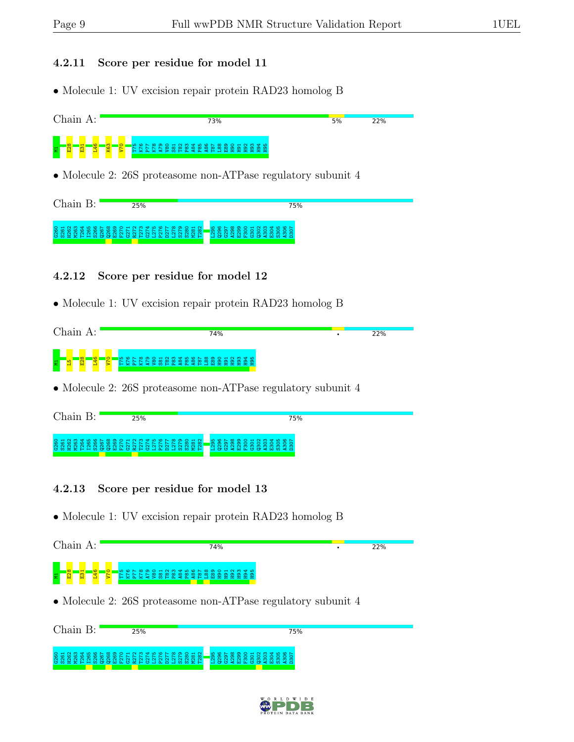### 4.2.11 Score per residue for model 11

- Molecule 1: UV excision repair protein RAD23 homolog B

Chain A: 73% 5% 22%

M1 E28 E31 L46 K63 V70 T75 K76 P77 K78 A79 V80 S81 T82 P83 A84 P85 A86 T87 L88 E89 H90 H91 H92 H93 H94 H95

- Molecule 2: 26S proteasome non-ATPase regulatory subunit 4

Chain B: 25% 75%

G260 S261 H262 M263 T264 I265 S266 Q267 Q268 E269 F270 G271 R272 T273 G274 L275 P276 D277 L278 S279 S280 M281 T282 L295 Q296 G297 A298 E299 F300 G301 Q302 A303 E304 S305 A306 D307

### 4.2.12 Score per residue for model 12

- Molecule 1: UV excision repair protein RAD23 homolog B

Chain A: 74% • 22%

M1 L5 E28 E31 L46 V70 T75 K76 P77 K78 A79 V80 S81 T82 P83 A84 P85 A86 T87 L88 E89 H90 H91 H92 H93 H94 H95

- Molecule 2: 26S proteasome non-ATPase regulatory subunit 4

Chain B: 25% 75%

G260 S261 H262 M263 T264 I265 S266 Q267 Q268 E269 F270 G271 R272 T273 G274 L275 P276 D277 L278 S279 S280 M281 T282 L295 Q296 G297 A298 E299 F300 G301 Q302 A303 E304 S305 A306 D307

### 4.2.13 Score per residue for model 13

- Molecule 1: UV excision repair protein RAD23 homolog B

Chain A: 74% • 22%

M1 E28 E31 L46 V70 T75 K76 P77 K78 A79 V80 S81 T82 P83 A84 P85 A86 T87 L88 E89 H90 H91 H92 H93 H94 H95

- Molecule 2: 26S proteasome non-ATPase regulatory subunit 4

Chain B: 25% 75%

G260 S261 H262 M263 T264 I265 S266 Q267 Q268 E269 F270 G271 R272 T273 G274 L275 P276 D277 L278 S279 S280 M281 T282 L295 Q296 G297 A298 E299 F300 G301 Q302 A303 E304 S305 A306 D307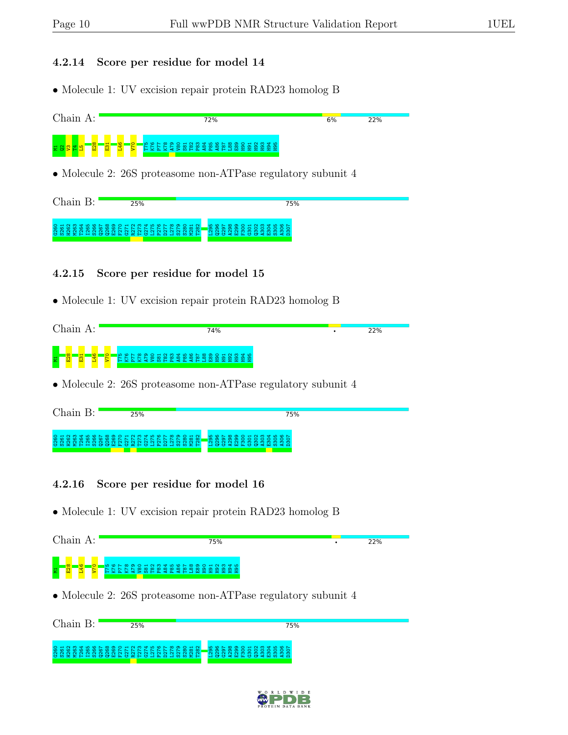### 4.2.14 Score per residue for model 14

- Molecule 1: UV excision repair protein RAD23 homolog B

Chain A: 72% 6% 22%

M1 Q2 V3 T4 L5 E28 E31 L46 V70 T75 K76 P77 K78 A79 V80 S81 T82 P83 A84 P85 A86 T87 L88 E89 H90 H91 H92 H93 H94 H95

- Molecule 2: 26S proteasome non-ATPase regulatory subunit 4

Chain B: 25% 75%

G260 S261 H262 M263 T264 I265 S266 Q267 Q268 E269 F270 G271 R272 T273 G274 L275 P276 D277 L278 S279 S280 M281 T282 L295 Q296 G297 A298 E299 F300 G301 Q302 A303 E304 S305 A306 D307

### 4.2.15 Score per residue for model 15

- Molecule 1: UV excision repair protein RAD23 homolog B

Chain A: 74% • 22%

M1 E28 E31 L46 V70 T75 K76 P77 K78 A79 V80 S81 T82 P83 A84 P85 A86 T87 L88 E89 H90 H91 H92 H93 H94 H95

- Molecule 2: 26S proteasome non-ATPase regulatory subunit 4

Chain B: 25% 75%

G260 S261 H262 M263 T264 I265 S266 Q267 Q268 E269 F270 G271 R272 T273 G274 L275 P276 D277 L278 S279 S280 M281 T282 L295 Q296 G297 A298 E299 F300 G301 Q302 A303 E304 S305 A306 D307

### 4.2.16 Score per residue for model 16

- Molecule 1: UV excision repair protein RAD23 homolog B

Chain A: 75% • 22%

M1 E28 L46 V70 T75 K76 P77 K78 A79 V80 S81 T82 P83 A84 P85 A86 T87 L88 E89 H90 H91 H92 H93 H94 H95

- Molecule 2: 26S proteasome non-ATPase regulatory subunit 4

Chain B: 25% 75%

G260 S261 H262 M263 T264 I265 S266 Q267 Q268 E269 F270 G271 R272 T273 G274 L275 P276 D277 L278 S279 S280 M281 T282 L295 Q296 G297 A298 E299 F300 G301 Q302 A303 E304 S305 A306 D307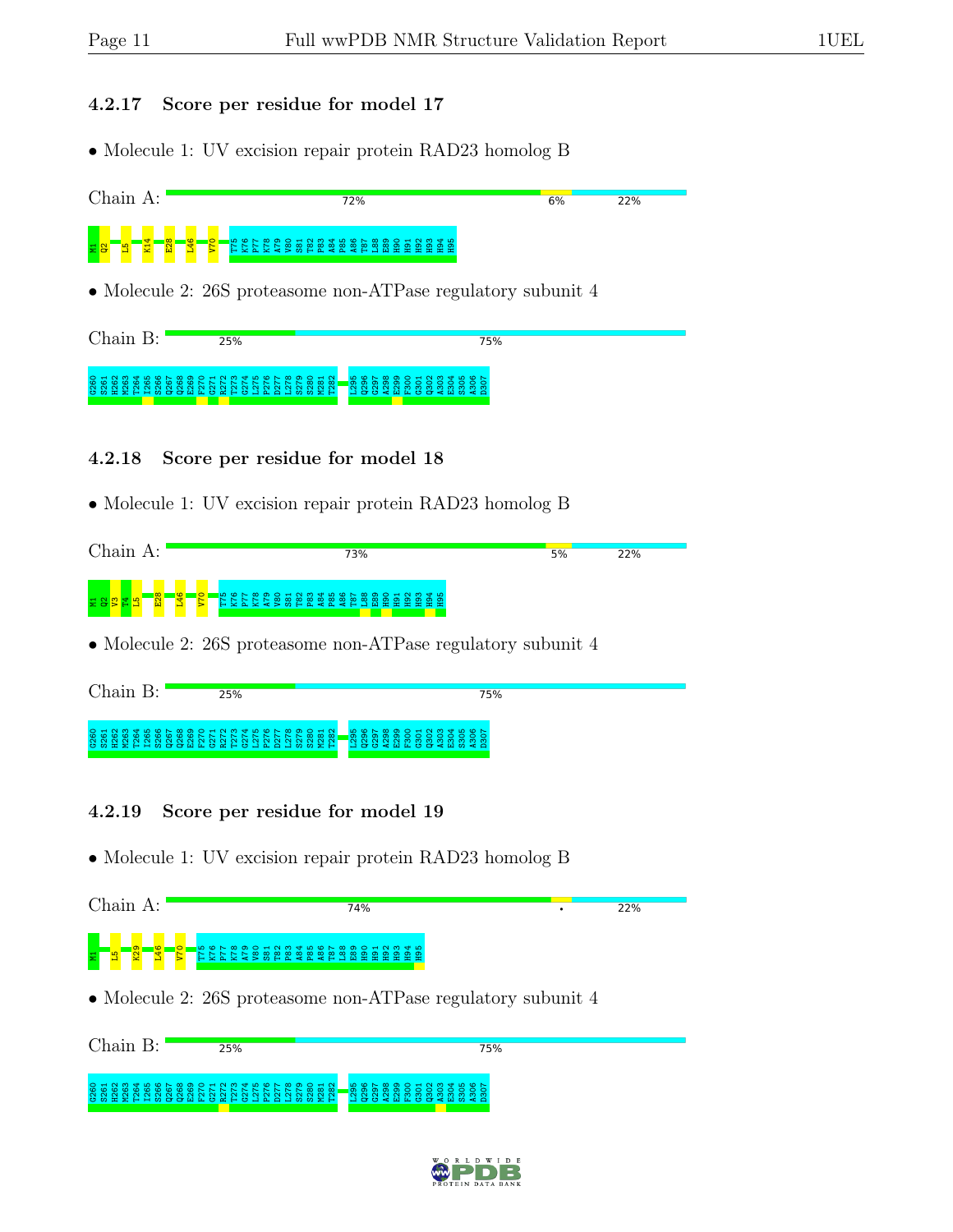### 4.2.17 Score per residue for model 17

• Molecule 1: UV excision repair protein RAD23 homolog B

Chain A: 72% 6% 22%

M1 Q2 L5 K14 E28 L46 V70 T75 K76 P77 K78 A79 V80 S81 T82 P83 A84 P85 A86 T87 L88 E89 H90 H91 H92 H93 H94 H95

• Molecule 2: 26S proteasome non-ATPase regulatory subunit 4

Chain B: 25% 75%

G260 S261 H262 M263 T264 I265 S266 Q267 Q268 E269 F270 G271 R272 T273 G274 L275 P276 D277 L278 S279 S280 M281 T282 L295 Q296 G297 A298 E299 F300 G301 Q302 A303 E304 S305 A306 D307

### 4.2.18 Score per residue for model 18

• Molecule 1: UV excision repair protein RAD23 homolog B

Chain A: 73% 5% 22%

M1 Q2 V3 T4 L5 E28 L46 V70 T75 K76 P77 K78 A79 V80 S81 T82 P83 A84 P85 A86 T87 L88 E89 H90 H91 H92 H93 H94 H95

• Molecule 2: 26S proteasome non-ATPase regulatory subunit 4

Chain B: 25% 75%

G260 S261 H262 M263 T264 I265 S266 Q267 Q268 E269 F270 G271 R272 T273 G274 L275 P276 D277 L278 S279 S280 M281 T282 L295 Q296 G297 A298 E299 F300 G301 Q302 A303 E304 S305 A306 D307

### 4.2.19 Score per residue for model 19

• Molecule 1: UV excision repair protein RAD23 homolog B

Chain A: 74% • 22%

M1 L5 K29 L46 V70 T75 K76 P77 K78 A79 V80 S81 T82 P83 A84 P85 A86 T87 L88 E89 H90 H91 H92 H93 H94 H95

• Molecule 2: 26S proteasome non-ATPase regulatory subunit 4

Chain B: 25% 75%

G260 S261 H262 M263 T264 I265 S266 Q267 Q268 E269 F270 G271 R272 T273 G274 L275 P276 D277 L278 S279 S280 M281 T282 L295 Q296 G297 A298 E299 F300 G301 Q302 A303 E304 S305 A306 D307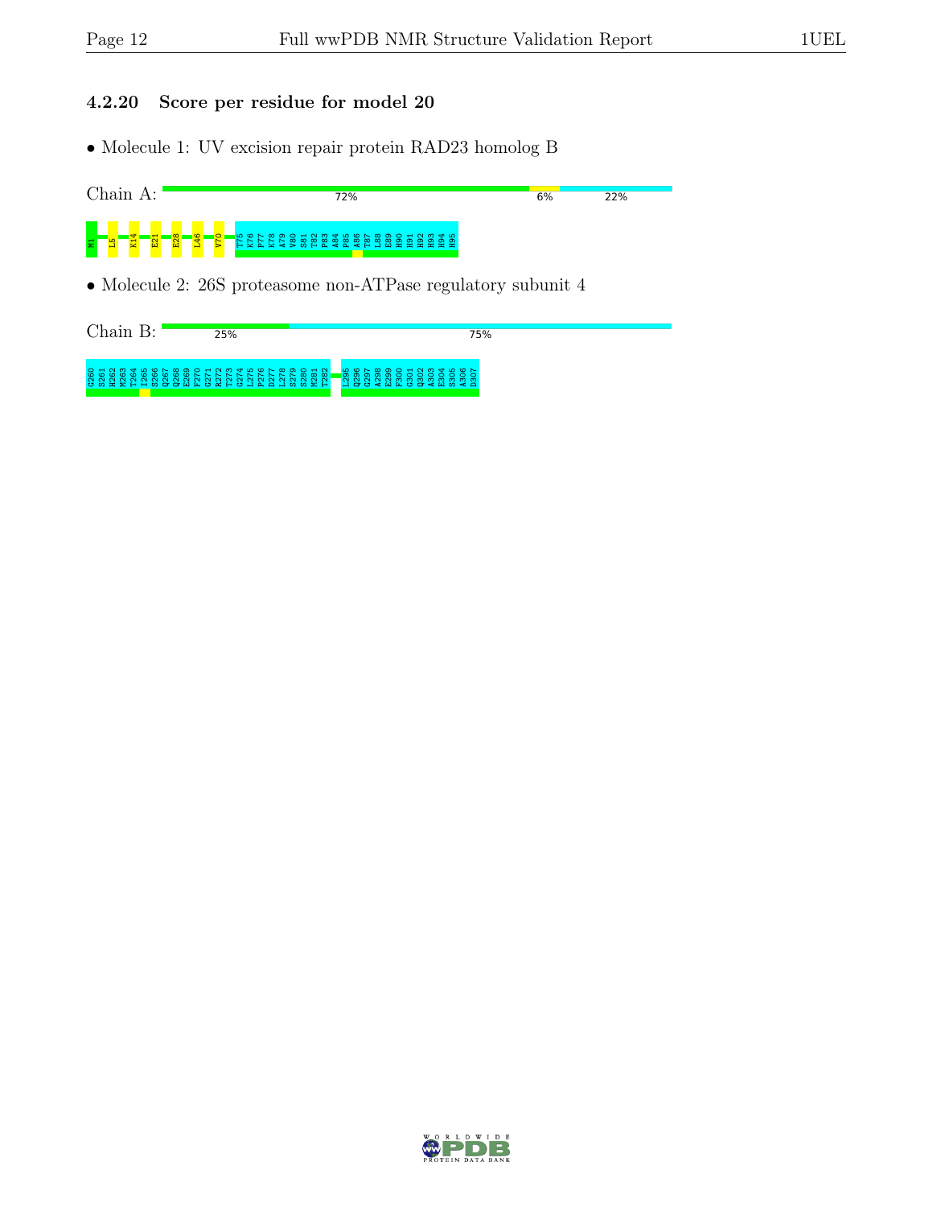### 4.2.20 Score per residue for model 20

- Molecule 1: UV excision repair protein RAD23 homolog B

Chain A: 72% 6% 22%

M1 L5 K14 E21 E28 L46 V70 T75 K76 P77 K78 A79 V80 S81 T82 P83 A84 P85 A86 T87 L88 E89 H90 H91 H92 H93 H94 H95

- Molecule 2: 26S proteasome non-ATPase regulatory subunit 4

Chain B: 25% 75%

G260 S261 H262 M263 T264 I265 S266 Q267 Q268 E269 F270 G271 R272 T273 G274 L275 P276 D277 L278 S279 S280 M281 T282 L295 Q296 G297 A298 E299 F300 G301 Q302 A303 E304 S305 A306 D307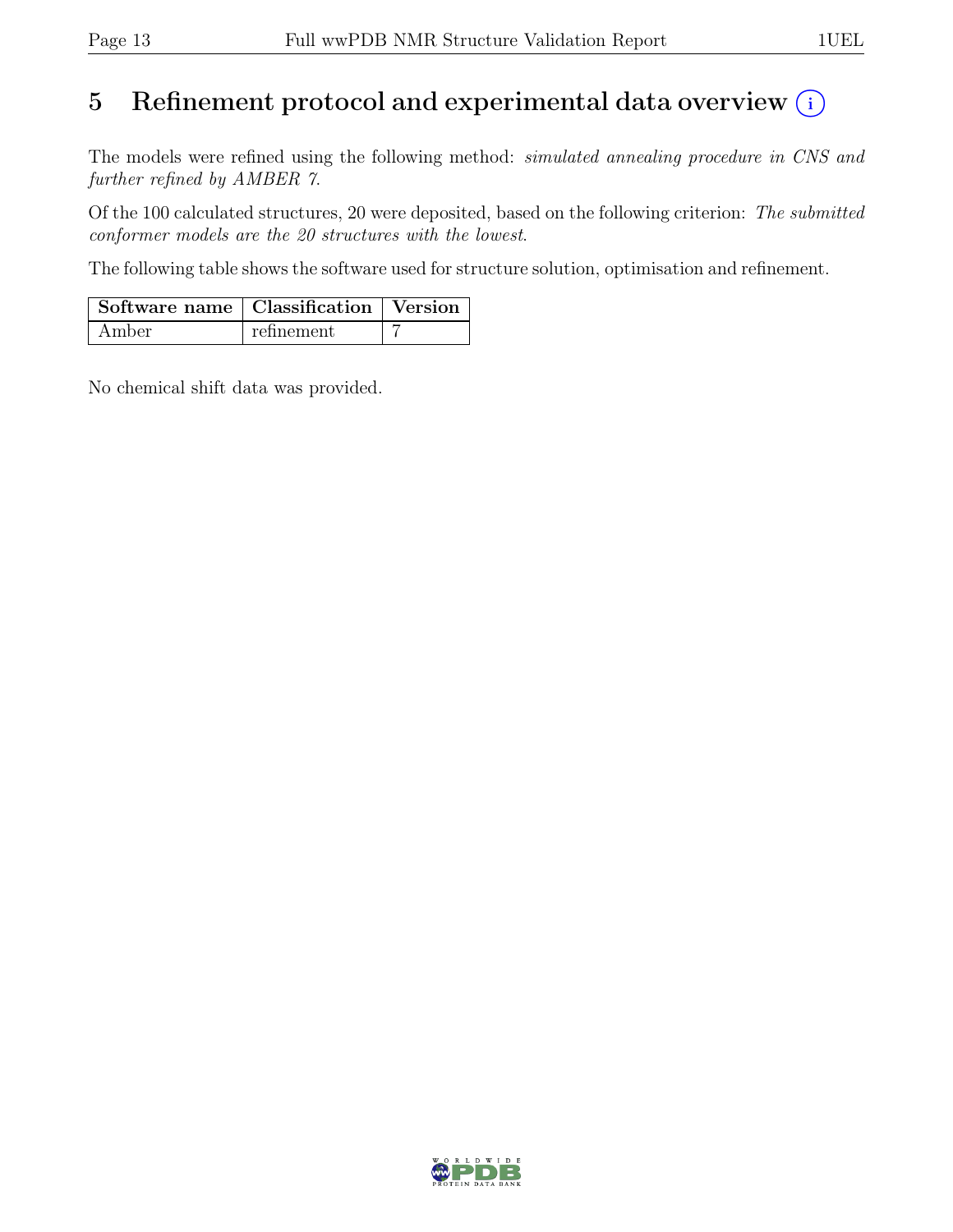# 5 Refinement protocol and experimental data overview

The models were refined using the following method: *simulated annealing procedure in CNS and further refined by AMBER 7*.

Of the 100 calculated structures, 20 were deposited, based on the following criterion: *The submitted conformer models are the 20 structures with the lowest*.

The following table shows the software used for structure solution, optimisation and refinement.

| Software name | Classification | Version |
| --- | --- | --- |
| Amber | refinement | 7 |

No chemical shift data was provided.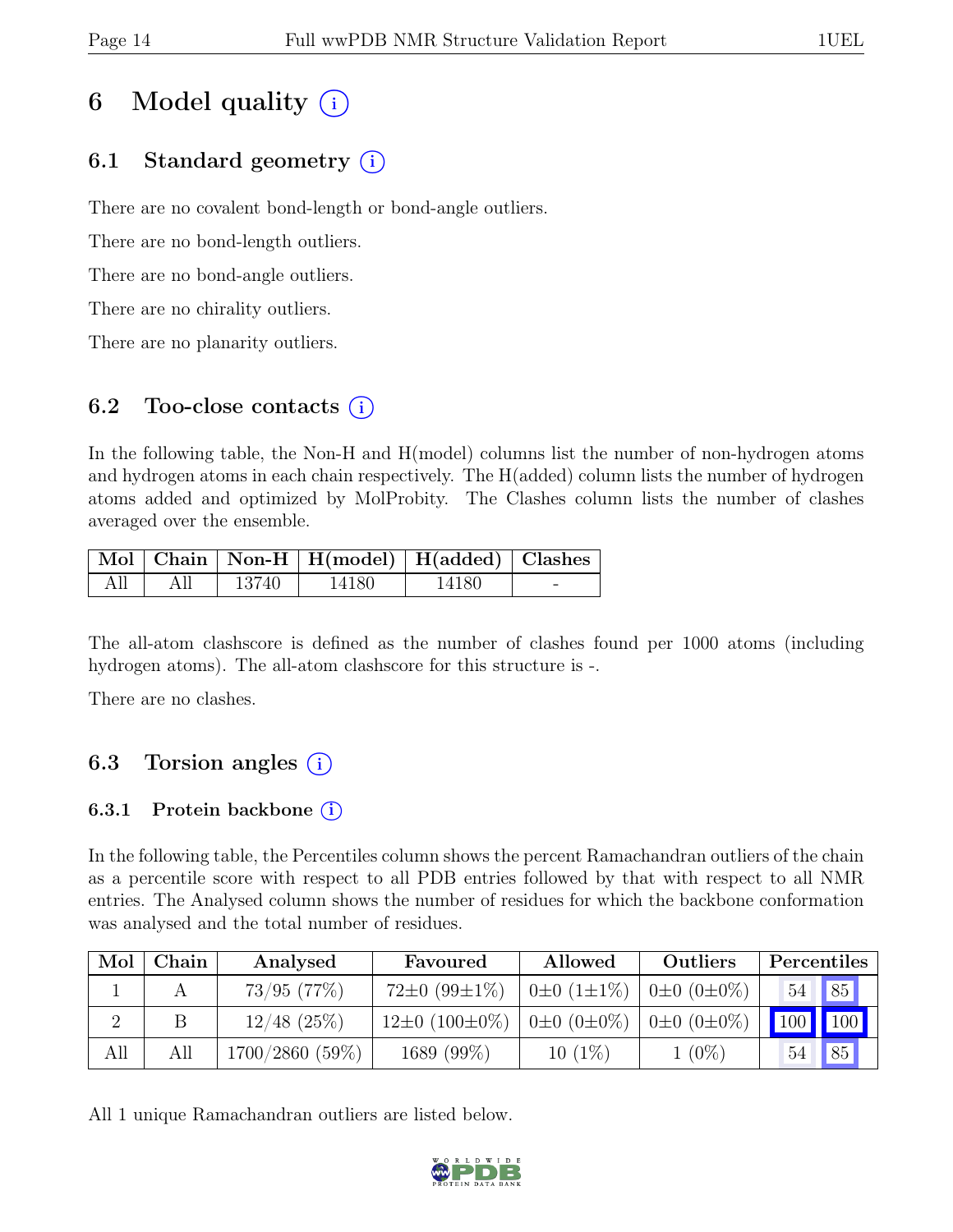# 6 Model quality (i)

## 6.1 Standard geometry (i)

There are no covalent bond-length or bond-angle outliers.

There are no bond-length outliers.

There are no bond-angle outliers.

There are no chirality outliers.

There are no planarity outliers.

## 6.2 Too-close contacts (i)

In the following table, the Non-H and H(model) columns list the number of non-hydrogen atoms and hydrogen atoms in each chain respectively. The H(added) column lists the number of hydrogen atoms added and optimized by MolProbity. The Clashes column lists the number of clashes averaged over the ensemble.

| Mol | Chain | Non-H | H(model) | H(added) | Clashes |
|---|---|---|---|---|---|
| All | All | 13740 | 14180 | 14180 | - |

The all-atom clashscore is defined as the number of clashes found per 1000 atoms (including hydrogen atoms). The all-atom clashscore for this structure is -.

There are no clashes.

## 6.3 Torsion angles (i)

### 6.3.1 Protein backbone (i)

In the following table, the Percentiles column shows the percent Ramachandran outliers of the chain as a percentile score with respect to all PDB entries followed by that with respect to all NMR entries. The Analysed column shows the number of residues for which the backbone conformation was analysed and the total number of residues.

| Mol | Chain | Analysed | Favoured | Allowed | Outliers | Percentiles | |
|---|---|---|---|---|---|---|---|
| 1 | A | 73/95 (77%) | 72±0 (99±1%) | 0±0 (1±1%) | 0±0 (0±0%) | 54 | 85 |
| 2 | B | 12/48 (25%) | 12±0 (100±0%) | 0±0 (0±0%) | 0±0 (0±0%) | 100 | 100 |
| All | All | 1700/2860 (59%) | 1689 (99%) | 10 (1%) | 1 (0%) | 54 | 85 |

All 1 unique Ramachandran outliers are listed below.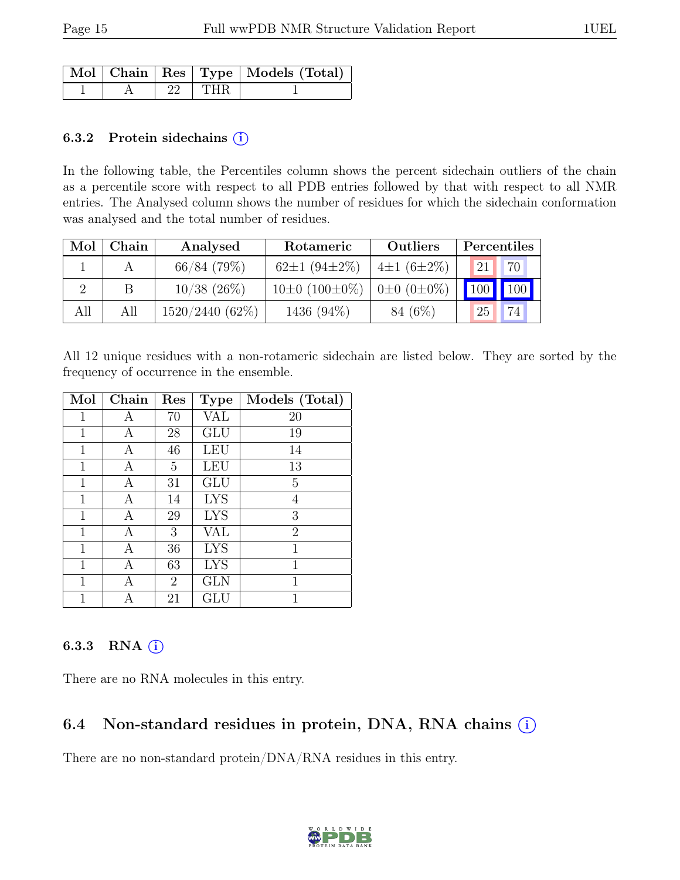| Mol | Chain | Res | Type | Models (Total) |
|---|---|---|---|---|
| 1 | A | 22 | THR | 1 |

### 6.3.2 Protein sidechains (i)

In the following table, the Percentiles column shows the percent sidechain outliers of the chain as a percentile score with respect to all PDB entries followed by that with respect to all NMR entries. The Analysed column shows the number of residues for which the sidechain conformation was analysed and the total number of residues.

| Mol | Chain | Analysed | Rotameric | Outliers | Percentiles | |
|---|---|---|---|---|---|---|
| 1 | A | 66/84 (79%) | 62±1 (94±2%) | 4±1 (6±2%) | 21 | 70 |
| 2 | B | 10/38 (26%) | 10±0 (100±0%) | 0±0 (0±0%) | 100 | 100 |
| All | All | 1520/2440 (62%) | 1436 (94%) | 84 (6%) | 25 | 74 |

All 12 unique residues with a non-rotameric sidechain are listed below. They are sorted by the frequency of occurrence in the ensemble.

| Mol | Chain | Res | Type | Models (Total) |
|---|---|---|---|---|
| 1 | A | 70 | VAL | 20 |
| 1 | A | 28 | GLU | 19 |
| 1 | A | 46 | LEU | 14 |
| 1 | A | 5 | LEU | 13 |
| 1 | A | 31 | GLU | 5 |
| 1 | A | 14 | LYS | 4 |
| 1 | A | 29 | LYS | 3 |
| 1 | A | 3 | VAL | 2 |
| 1 | A | 36 | LYS | 1 |
| 1 | A | 63 | LYS | 1 |
| 1 | A | 2 | GLN | 1 |
| 1 | A | 21 | GLU | 1 |

### 6.3.3 RNA (i)

There are no RNA molecules in this entry.

## 6.4 Non-standard residues in protein, DNA, RNA chains (i)

There are no non-standard protein/DNA/RNA residues in this entry.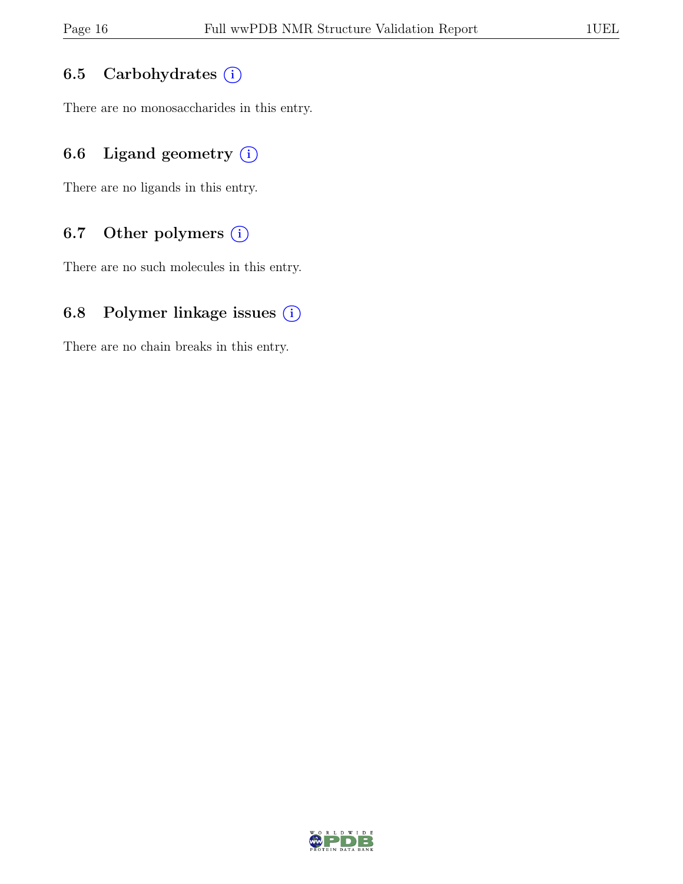### 6.5 Carbohydrates (i)

There are no monosaccharides in this entry.

### 6.6 Ligand geometry (i)

There are no ligands in this entry.

### 6.7 Other polymers (i)

There are no such molecules in this entry.

### 6.8 Polymer linkage issues (i)

There are no chain breaks in this entry.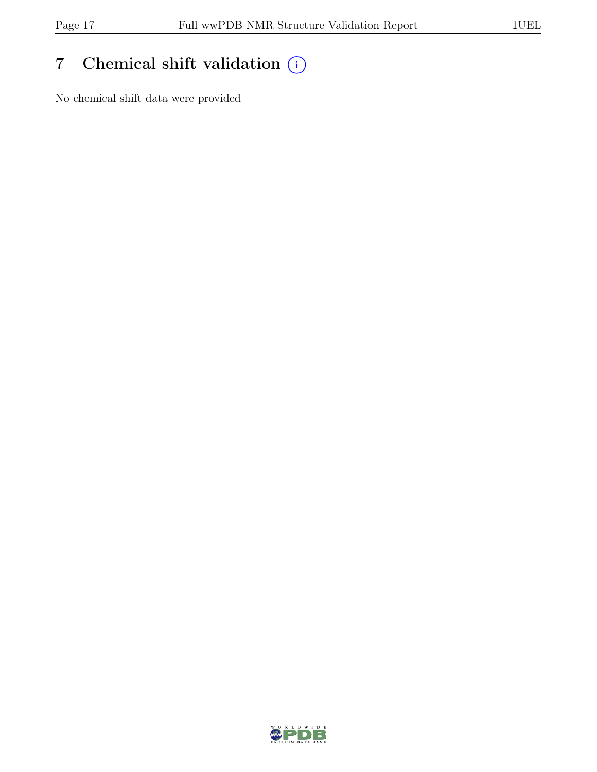# 7 Chemical shift validation

No chemical shift data were provided